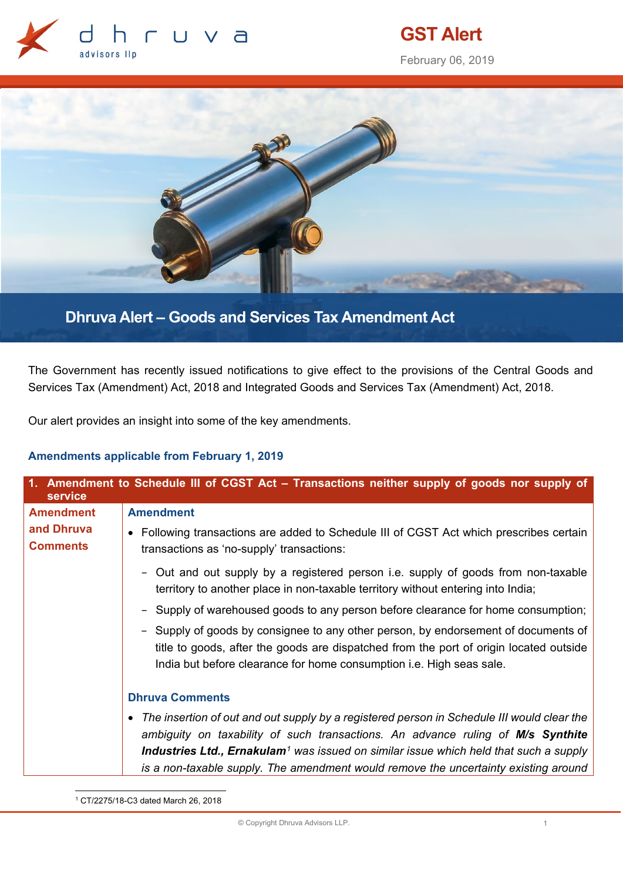# GST Alert

February 06, 2019

## Dhruva Alert – Goods and Services Tax Amendment Act

The Government has recently issued notifications to give effect to the provisions of the Central Goods and Services Tax (Amendment) Act, 2018 and Integrated Goods and Services Tax (Amendment) Act, 2018.

Our alert provides an insight into some of the key amendments.

### Amendments applicable from February 1, 2019

| 1. Amendment to Schedule III of CGST Act – Transactions neither supply of goods nor supply of service | |
|---|---|
| **Amendment and Dhruva Comments** | **Amendment**<br>• Following transactions are added to Schedule III of CGST Act which prescribes certain transactions as 'no-supply' transactions:<br>– Out and out supply by a registered person i.e. supply of goods from non-taxable territory to another place in non-taxable territory without entering into India;<br>– Supply of warehoused goods to any person before clearance for home consumption;<br>– Supply of goods by consignee to any other person, by endorsement of documents of title to goods, after the goods are dispatched from the port of origin located outside India but before clearance for home consumption i.e. High seas sale.<br><br>**Dhruva Comments**<br>• *The insertion of out and out supply by a registered person in Schedule III would clear the ambiguity on taxability of such transactions. An advance ruling of **M/s Synthite Industries Ltd., Ernakulam**[1] was issued on similar issue which held that such a supply is a non-taxable supply. The amendment would remove the uncertainty existing around* |

[1] CT/2275/18-C3 dated March 26, 2018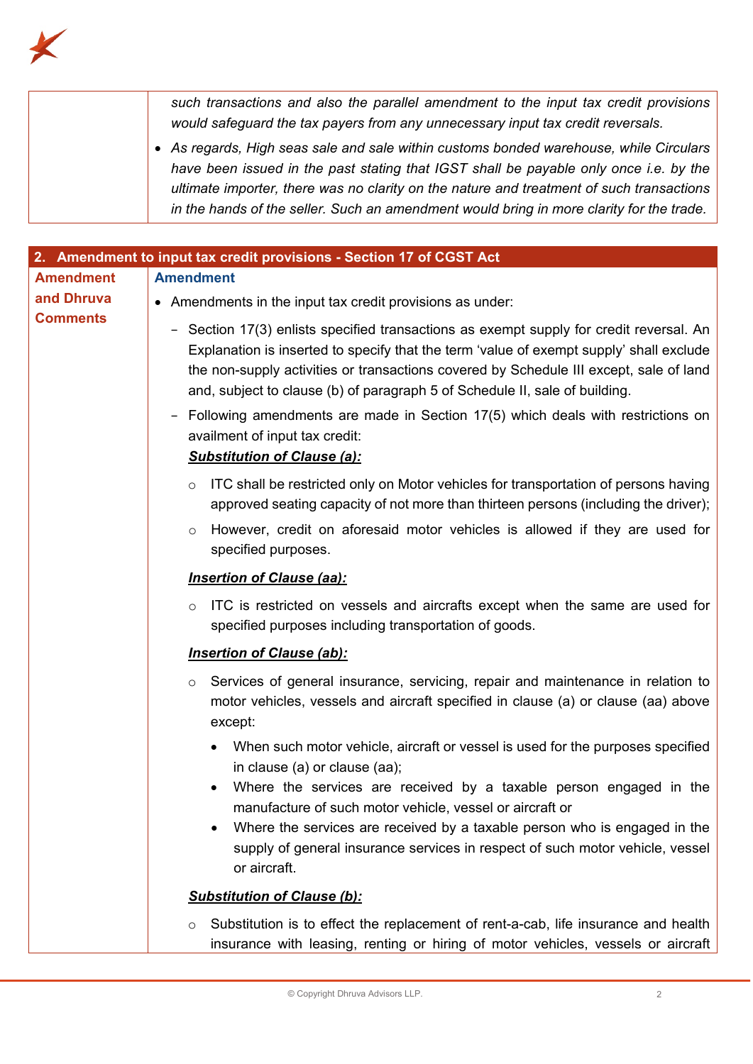|  |  |
|---|---|
|  | *such transactions and also the parallel amendment to the input tax credit provisions would safeguard the tax payers from any unnecessary input tax credit reversals.*<br>• *As regards, High seas sale and sale within customs bonded warehouse, while Circulars have been issued in the past stating that IGST shall be payable only once i.e. by the ultimate importer, there was no clarity on the nature and treatment of such transactions in the hands of the seller. Such an amendment would bring in more clarity for the trade.* |

| **2. Amendment to input tax credit provisions - Section 17 of CGST Act** |  |
|---|---|
| **Amendment and Dhruva Comments** | **Amendment**<br>• Amendments in the input tax credit provisions as under:<br>− Section 17(3) enlists specified transactions as exempt supply for credit reversal. An Explanation is inserted to specify that the term 'value of exempt supply' shall exclude the non-supply activities or transactions covered by Schedule III except, sale of land and, subject to clause (b) of paragraph 5 of Schedule II, sale of building.<br>− Following amendments are made in Section 17(5) which deals with restrictions on availment of input tax credit:<br>***Substitution of Clause (a):***<br>○ ITC shall be restricted only on Motor vehicles for transportation of persons having approved seating capacity of not more than thirteen persons (including the driver);<br>○ However, credit on aforesaid motor vehicles is allowed if they are used for specified purposes.<br>***Insertion of Clause (aa):***<br>○ ITC is restricted on vessels and aircrafts except when the same are used for specified purposes including transportation of goods.<br>***Insertion of Clause (ab):***<br>○ Services of general insurance, servicing, repair and maintenance in relation to motor vehicles, vessels and aircraft specified in clause (a) or clause (aa) above except:<br>• When such motor vehicle, aircraft or vessel is used for the purposes specified in clause (a) or clause (aa);<br>• Where the services are received by a taxable person engaged in the manufacture of such motor vehicle, vessel or aircraft or<br>• Where the services are received by a taxable person who is engaged in the supply of general insurance services in respect of such motor vehicle, vessel or aircraft.<br>***Substitution of Clause (b):***<br>○ Substitution is to effect the replacement of rent-a-cab, life insurance and health insurance with leasing, renting or hiring of motor vehicles, vessels or aircraft |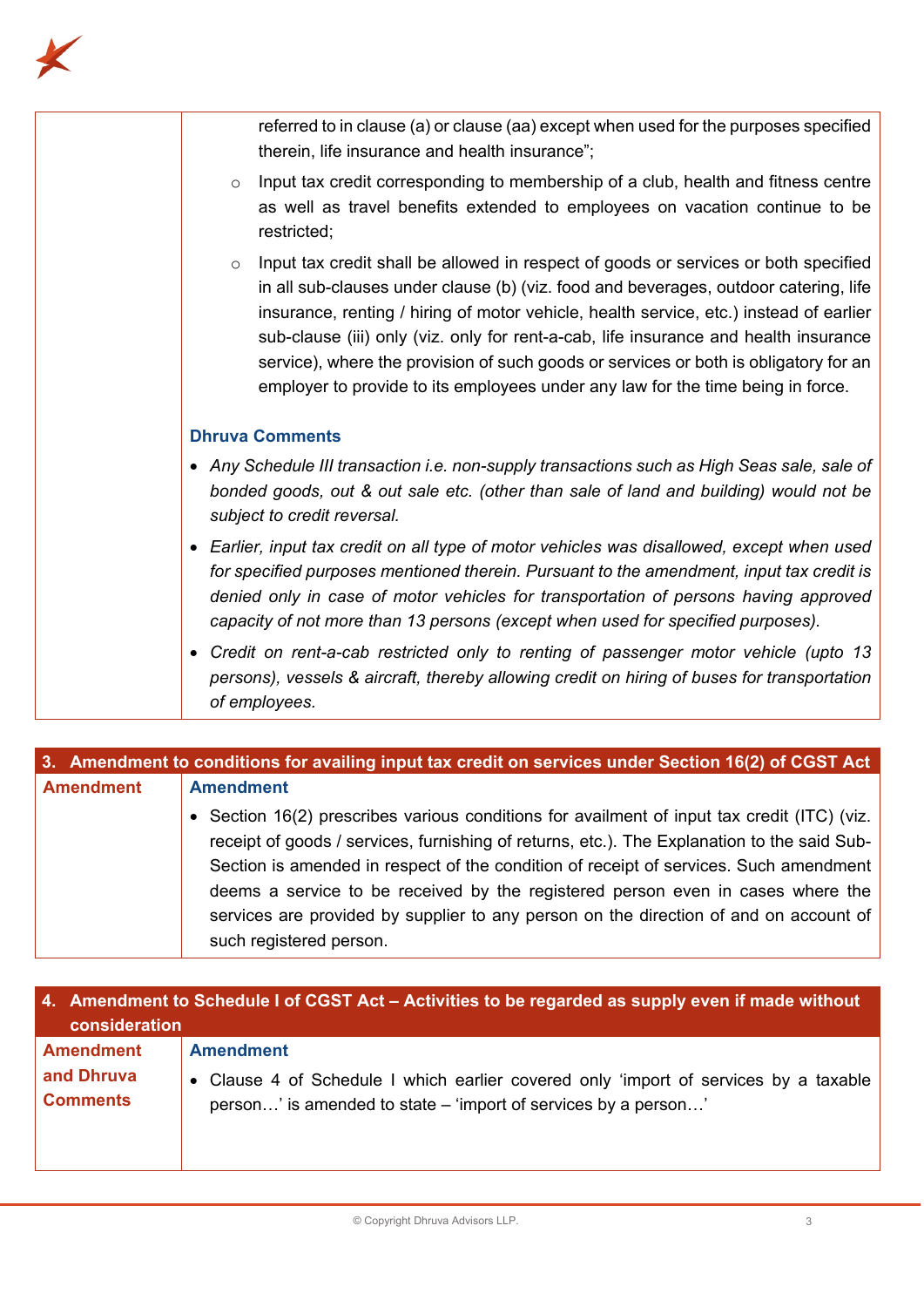| | |
|---|---|
| | referred to in clause (a) or clause (aa) except when used for the purposes specified therein, life insurance and health insurance";<br>◦ Input tax credit corresponding to membership of a club, health and fitness centre as well as travel benefits extended to employees on vacation continue to be restricted;<br>◦ Input tax credit shall be allowed in respect of goods or services or both specified in all sub-clauses under clause (b) (viz. food and beverages, outdoor catering, life insurance, renting / hiring of motor vehicle, health service, etc.) instead of earlier sub-clause (iii) only (viz. only for rent-a-cab, life insurance and health insurance service), where the provision of such goods or services or both is obligatory for an employer to provide to its employees under any law for the time being in force.<br><br>**Dhruva Comments**<br>• *Any Schedule III transaction i.e. non-supply transactions such as High Seas sale, sale of bonded goods, out & out sale etc. (other than sale of land and building) would not be subject to credit reversal.*<br>• *Earlier, input tax credit on all type of motor vehicles was disallowed, except when used for specified purposes mentioned therein. Pursuant to the amendment, input tax credit is denied only in case of motor vehicles for transportation of persons having approved capacity of not more than 13 persons (except when used for specified purposes).*<br>• *Credit on rent-a-cab restricted only to renting of passenger motor vehicle (upto 13 persons), vessels & aircraft, thereby allowing credit on hiring of buses for transportation of employees.* |

| **3. Amendment to conditions for availing input tax credit on services under Section 16(2) of CGST Act** | |
|---|---|
| **Amendment** | **Amendment**<br>• Section 16(2) prescribes various conditions for availment of input tax credit (ITC) (viz. receipt of goods / services, furnishing of returns, etc.). The Explanation to the said Sub-Section is amended in respect of the condition of receipt of services. Such amendment deems a service to be received by the registered person even in cases where the services are provided by supplier to any person on the direction of and on account of such registered person. |

| **4. Amendment to Schedule I of CGST Act – Activities to be regarded as supply even if made without consideration** | |
|---|---|
| **Amendment and Dhruva Comments** | **Amendment**<br>• Clause 4 of Schedule I which earlier covered only 'import of services by a taxable person…' is amended to state – 'import of services by a person…' |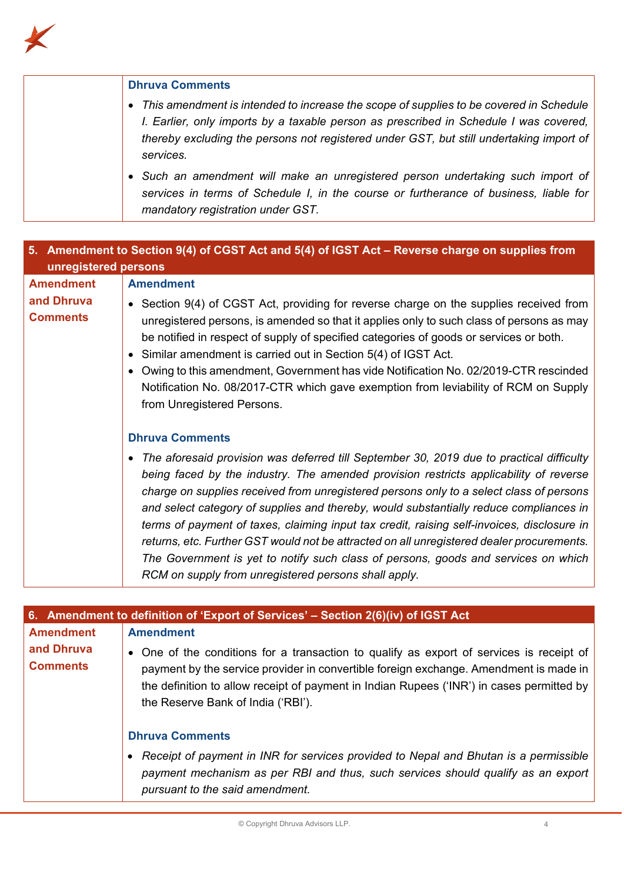| | **Dhruva Comments**<br>• *This amendment is intended to increase the scope of supplies to be covered in Schedule I. Earlier, only imports by a taxable person as prescribed in Schedule I was covered, thereby excluding the persons not registered under GST, but still undertaking import of services.*<br>• *Such an amendment will make an unregistered person undertaking such import of services in terms of Schedule I, in the course or furtherance of business, liable for mandatory registration under GST.* |
|---|---|

| 5. Amendment to Section 9(4) of CGST Act and 5(4) of IGST Act – Reverse charge on supplies from unregistered persons | |
|---|---|
| **Amendment and Dhruva Comments** | **Amendment**<br>• Section 9(4) of CGST Act, providing for reverse charge on the supplies received from unregistered persons, is amended so that it applies only to such class of persons as may be notified in respect of supply of specified categories of goods or services or both.<br>• Similar amendment is carried out in Section 5(4) of IGST Act.<br>• Owing to this amendment, Government has vide Notification No. 02/2019-CTR rescinded Notification No. 08/2017-CTR which gave exemption from leviability of RCM on Supply from Unregistered Persons.<br><br>**Dhruva Comments**<br>• *The aforesaid provision was deferred till September 30, 2019 due to practical difficulty being faced by the industry. The amended provision restricts applicability of reverse charge on supplies received from unregistered persons only to a select class of persons and select category of supplies and thereby, would substantially reduce compliances in terms of payment of taxes, claiming input tax credit, raising self-invoices, disclosure in returns, etc. Further GST would not be attracted on all unregistered dealer procurements. The Government is yet to notify such class of persons, goods and services on which RCM on supply from unregistered persons shall apply.* |

| 6. Amendment to definition of 'Export of Services' – Section 2(6)(iv) of IGST Act | |
|---|---|
| **Amendment and Dhruva Comments** | **Amendment**<br>• One of the conditions for a transaction to qualify as export of services is receipt of payment by the service provider in convertible foreign exchange. Amendment is made in the definition to allow receipt of payment in Indian Rupees ('INR') in cases permitted by the Reserve Bank of India ('RBI').<br><br>**Dhruva Comments**<br>• *Receipt of payment in INR for services provided to Nepal and Bhutan is a permissible payment mechanism as per RBI and thus, such services should qualify as an export pursuant to the said amendment.* |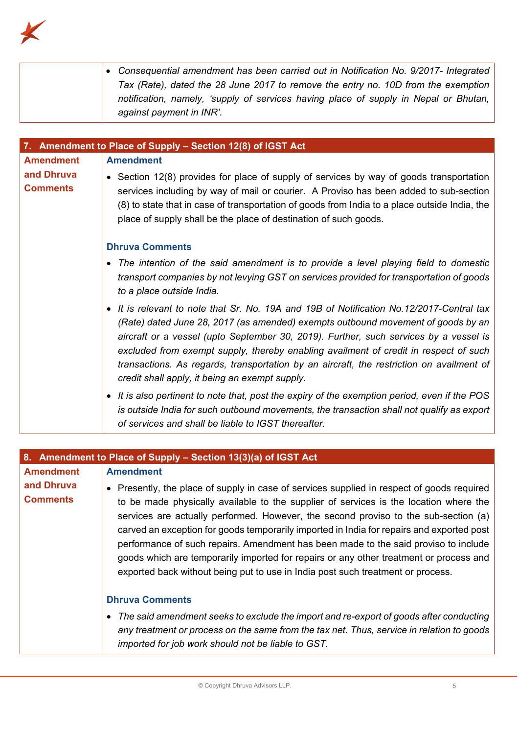| | |
|---|---|
| | • *Consequential amendment has been carried out in Notification No. 9/2017- Integrated Tax (Rate), dated the 28 June 2017 to remove the entry no. 10D from the exemption notification, namely, 'supply of services having place of supply in Nepal or Bhutan, against payment in INR'.* |

## 7. Amendment to Place of Supply – Section 12(8) of IGST Act

| | |
|---|---|
| **Amendment and Dhruva Comments** | **Amendment**<br><br>• Section 12(8) provides for place of supply of services by way of goods transportation services including by way of mail or courier. A Proviso has been added to sub-section (8) to state that in case of transportation of goods from India to a place outside India, the place of supply shall be the place of destination of such goods.<br><br>**Dhruva Comments**<br><br>• *The intention of the said amendment is to provide a level playing field to domestic transport companies by not levying GST on services provided for transportation of goods to a place outside India.*<br><br>• *It is relevant to note that Sr. No. 19A and 19B of Notification No.12/2017-Central tax (Rate) dated June 28, 2017 (as amended) exempts outbound movement of goods by an aircraft or a vessel (upto September 30, 2019). Further, such services by a vessel is excluded from exempt supply, thereby enabling availment of credit in respect of such transactions. As regards, transportation by an aircraft, the restriction on availment of credit shall apply, it being an exempt supply.*<br><br>• *It is also pertinent to note that, post the expiry of the exemption period, even if the POS is outside India for such outbound movements, the transaction shall not qualify as export of services and shall be liable to IGST thereafter.* |

## 8. Amendment to Place of Supply – Section 13(3)(a) of IGST Act

| | |
|---|---|
| **Amendment and Dhruva Comments** | **Amendment**<br><br>• Presently, the place of supply in case of services supplied in respect of goods required to be made physically available to the supplier of services is the location where the services are actually performed. However, the second proviso to the sub-section (a) carved an exception for goods temporarily imported in India for repairs and exported post performance of such repairs. Amendment has been made to the said proviso to include goods which are temporarily imported for repairs or any other treatment or process and exported back without being put to use in India post such treatment or process.<br><br>**Dhruva Comments**<br><br>• *The said amendment seeks to exclude the import and re-export of goods after conducting any treatment or process on the same from the tax net. Thus, service in relation to goods imported for job work should not be liable to GST.* |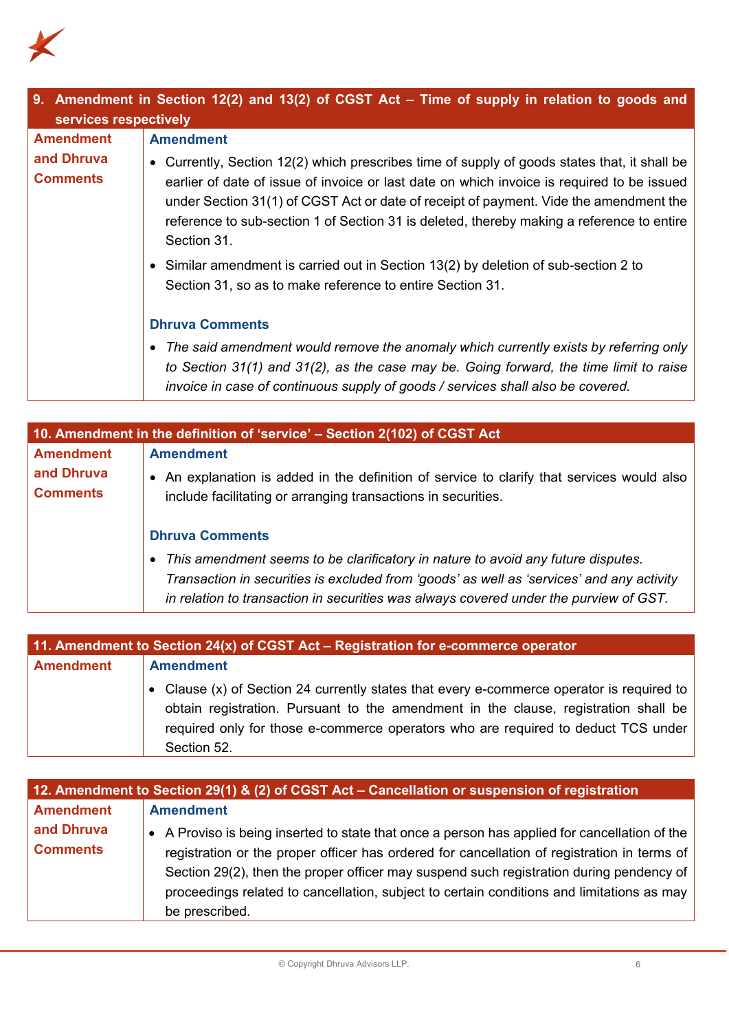| 9. Amendment in Section 12(2) and 13(2) of CGST Act – Time of supply in relation to goods and services respectively | |
|---|---|
| **Amendment and Dhruva Comments** | **Amendment**<br>• Currently, Section 12(2) which prescribes time of supply of goods states that, it shall be earlier of date of issue of invoice or last date on which invoice is required to be issued under Section 31(1) of CGST Act or date of receipt of payment. Vide the amendment the reference to sub-section 1 of Section 31 is deleted, thereby making a reference to entire Section 31.<br>• Similar amendment is carried out in Section 13(2) by deletion of sub-section 2 to Section 31, so as to make reference to entire Section 31.<br><br>**Dhruva Comments**<br>• *The said amendment would remove the anomaly which currently exists by referring only to Section 31(1) and 31(2), as the case may be. Going forward, the time limit to raise invoice in case of continuous supply of goods / services shall also be covered.* |

| 10. Amendment in the definition of 'service' – Section 2(102) of CGST Act | |
|---|---|
| **Amendment and Dhruva Comments** | **Amendment**<br>• An explanation is added in the definition of service to clarify that services would also include facilitating or arranging transactions in securities.<br><br>**Dhruva Comments**<br>• *This amendment seems to be clarificatory in nature to avoid any future disputes. Transaction in securities is excluded from 'goods' as well as 'services' and any activity in relation to transaction in securities was always covered under the purview of GST.* |

| 11. Amendment to Section 24(x) of CGST Act – Registration for e-commerce operator | |
|---|---|
| **Amendment** | **Amendment**<br>• Clause (x) of Section 24 currently states that every e-commerce operator is required to obtain registration. Pursuant to the amendment in the clause, registration shall be required only for those e-commerce operators who are required to deduct TCS under Section 52. |

| 12. Amendment to Section 29(1) & (2) of CGST Act – Cancellation or suspension of registration | |
|---|---|
| **Amendment and Dhruva Comments** | **Amendment**<br>• A Proviso is being inserted to state that once a person has applied for cancellation of the registration or the proper officer has ordered for cancellation of registration in terms of Section 29(2), then the proper officer may suspend such registration during pendency of proceedings related to cancellation, subject to certain conditions and limitations as may be prescribed. |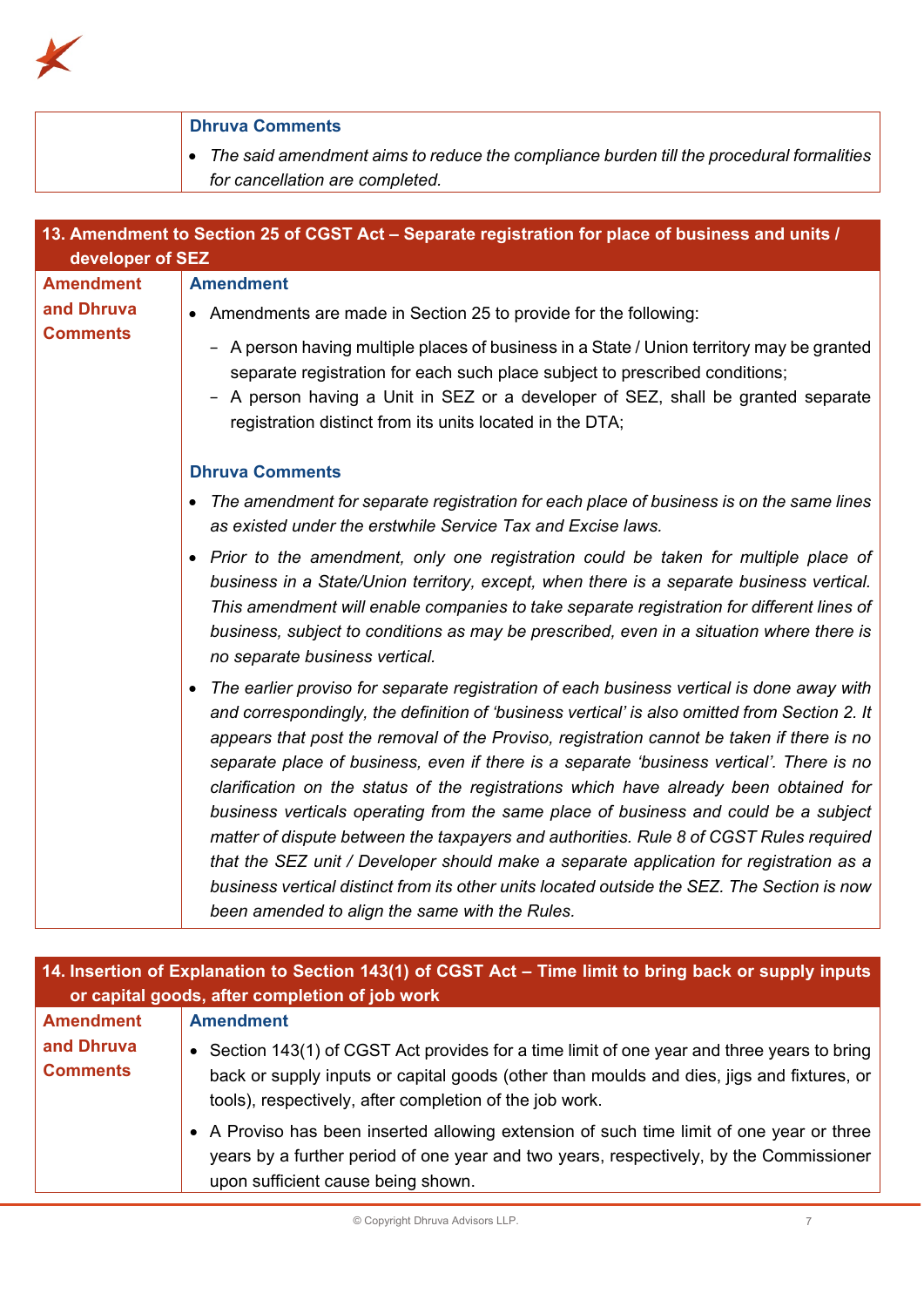| | **Dhruva Comments** |
|---|---|
| | • *The said amendment aims to reduce the compliance burden till the procedural formalities for cancellation are completed.* |

| **13. Amendment to Section 25 of CGST Act – Separate registration for place of business and units / developer of SEZ** | |
|---|---|
| **Amendment and Dhruva Comments** | **Amendment**<br><br>• Amendments are made in Section 25 to provide for the following:<br>  – A person having multiple places of business in a State / Union territory may be granted separate registration for each such place subject to prescribed conditions;<br>  – A person having a Unit in SEZ or a developer of SEZ, shall be granted separate registration distinct from its units located in the DTA;<br><br>**Dhruva Comments**<br><br>• *The amendment for separate registration for each place of business is on the same lines as existed under the erstwhile Service Tax and Excise laws.*<br><br>• *Prior to the amendment, only one registration could be taken for multiple place of business in a State/Union territory, except, when there is a separate business vertical. This amendment will enable companies to take separate registration for different lines of business, subject to conditions as may be prescribed, even in a situation where there is no separate business vertical.*<br><br>• *The earlier proviso for separate registration of each business vertical is done away with and correspondingly, the definition of 'business vertical' is also omitted from Section 2. It appears that post the removal of the Proviso, registration cannot be taken if there is no separate place of business, even if there is a separate 'business vertical'. There is no clarification on the status of the registrations which have already been obtained for business verticals operating from the same place of business and could be a subject matter of dispute between the taxpayers and authorities. Rule 8 of CGST Rules required that the SEZ unit / Developer should make a separate application for registration as a business vertical distinct from its other units located outside the SEZ. The Section is now been amended to align the same with the Rules.* |

| **14. Insertion of Explanation to Section 143(1) of CGST Act – Time limit to bring back or supply inputs or capital goods, after completion of job work** | |
|---|---|
| **Amendment and Dhruva Comments** | **Amendment**<br><br>• Section 143(1) of CGST Act provides for a time limit of one year and three years to bring back or supply inputs or capital goods (other than moulds and dies, jigs and fixtures, or tools), respectively, after completion of the job work.<br><br>• A Proviso has been inserted allowing extension of such time limit of one year or three years by a further period of one year and two years, respectively, by the Commissioner upon sufficient cause being shown. |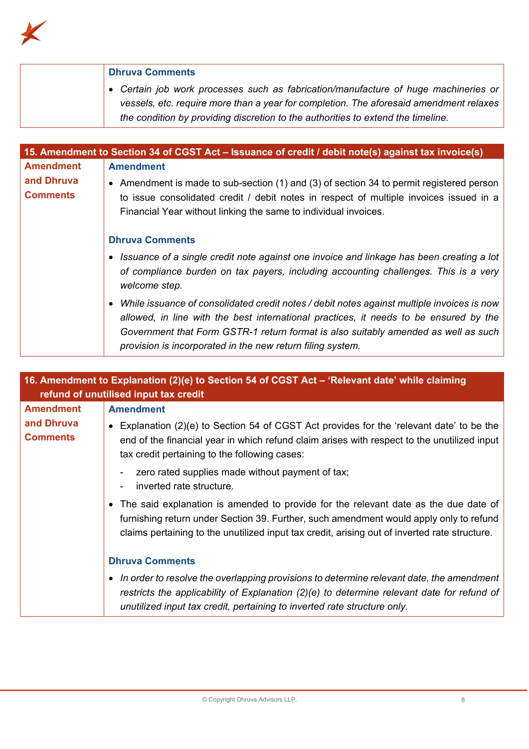| | **Dhruva Comments** |
|---|---|
| | • *Certain job work processes such as fabrication/manufacture of huge machineries or vessels, etc. require more than a year for completion. The aforesaid amendment relaxes the condition by providing discretion to the authorities to extend the timeline.* |

| **15. Amendment to Section 34 of CGST Act – Issuance of credit / debit note(s) against tax invoice(s)** | |
|---|---|
| **Amendment and Dhruva Comments** | **Amendment**<br><br>• Amendment is made to sub-section (1) and (3) of section 34 to permit registered person to issue consolidated credit / debit notes in respect of multiple invoices issued in a Financial Year without linking the same to individual invoices.<br><br>**Dhruva Comments**<br><br>• *Issuance of a single credit note against one invoice and linkage has been creating a lot of compliance burden on tax payers, including accounting challenges. This is a very welcome step.*<br><br>• *While issuance of consolidated credit notes / debit notes against multiple invoices is now allowed, in line with the best international practices, it needs to be ensured by the Government that Form GSTR-1 return format is also suitably amended as well as such provision is incorporated in the new return filing system.* |

| **16. Amendment to Explanation (2)(e) to Section 54 of CGST Act – 'Relevant date' while claiming refund of unutilised input tax credit** | |
|---|---|
| **Amendment and Dhruva Comments** | **Amendment**<br><br>• Explanation (2)(e) to Section 54 of CGST Act provides for the 'relevant date' to be the end of the financial year in which refund claim arises with respect to the unutilized input tax credit pertaining to the following cases:<br>- zero rated supplies made without payment of tax;<br>- inverted rate structure.<br><br>• The said explanation is amended to provide for the relevant date as the due date of furnishing return under Section 39. Further, such amendment would apply only to refund claims pertaining to the unutilized input tax credit, arising out of inverted rate structure.<br><br>**Dhruva Comments**<br><br>• *In order to resolve the overlapping provisions to determine relevant date, the amendment restricts the applicability of Explanation (2)(e) to determine relevant date for refund of unutilized input tax credit, pertaining to inverted rate structure only.* |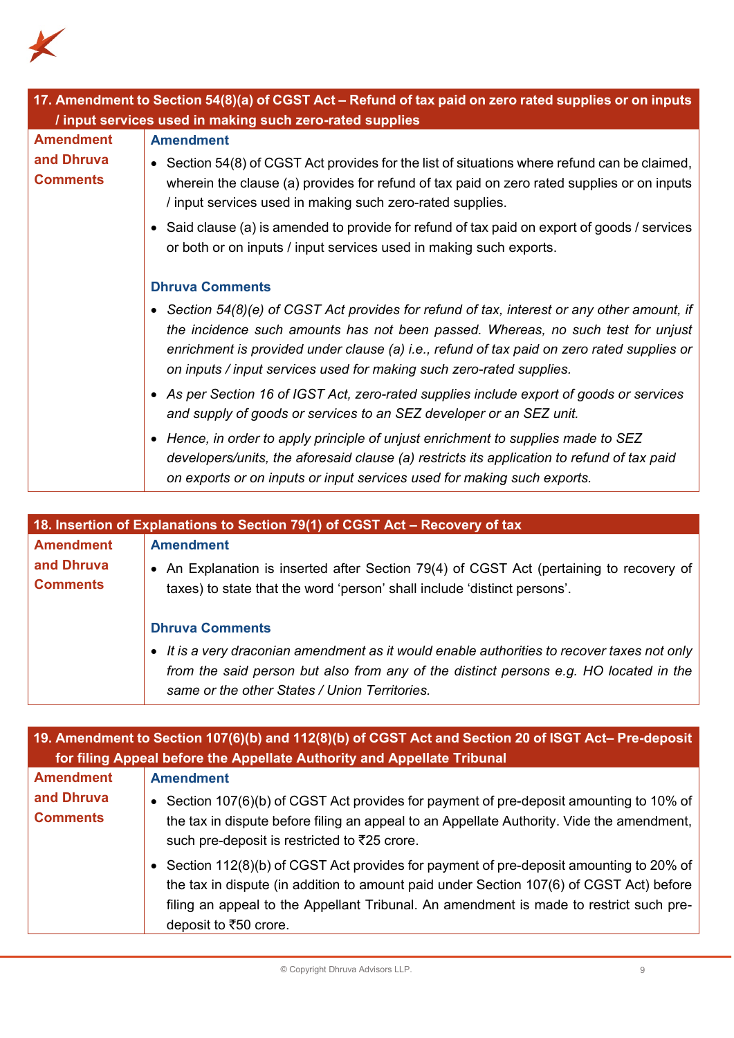## 17. Amendment to Section 54(8)(a) of CGST Act – Refund of tax paid on zero rated supplies or on inputs / input services used in making such zero-rated supplies

**Amendment and Dhruva Comments**

**Amendment**

- Section 54(8) of CGST Act provides for the list of situations where refund can be claimed, wherein the clause (a) provides for refund of tax paid on zero rated supplies or on inputs / input services used in making such zero-rated supplies.
- Said clause (a) is amended to provide for refund of tax paid on export of goods / services or both or on inputs / input services used in making such exports.

**Dhruva Comments**

- *Section 54(8)(e) of CGST Act provides for refund of tax, interest or any other amount, if the incidence such amounts has not been passed. Whereas, no such test for unjust enrichment is provided under clause (a) i.e., refund of tax paid on zero rated supplies or on inputs / input services used for making such zero-rated supplies.*
- *As per Section 16 of IGST Act, zero-rated supplies include export of goods or services and supply of goods or services to an SEZ developer or an SEZ unit.*
- *Hence, in order to apply principle of unjust enrichment to supplies made to SEZ developers/units, the aforesaid clause (a) restricts its application to refund of tax paid on exports or on inputs or input services used for making such exports.*

## 18. Insertion of Explanations to Section 79(1) of CGST Act – Recovery of tax

**Amendment and Dhruva Comments**

**Amendment**

- An Explanation is inserted after Section 79(4) of CGST Act (pertaining to recovery of taxes) to state that the word 'person' shall include 'distinct persons'.

**Dhruva Comments**

- *It is a very draconian amendment as it would enable authorities to recover taxes not only from the said person but also from any of the distinct persons e.g. HO located in the same or the other States / Union Territories.*

## 19. Amendment to Section 107(6)(b) and 112(8)(b) of CGST Act and Section 20 of ISGT Act– Pre-deposit for filing Appeal before the Appellate Authority and Appellate Tribunal

**Amendment and Dhruva Comments**

**Amendment**

- Section 107(6)(b) of CGST Act provides for payment of pre-deposit amounting to 10% of the tax in dispute before filing an appeal to an Appellate Authority. Vide the amendment, such pre-deposit is restricted to ₹25 crore.
- Section 112(8)(b) of CGST Act provides for payment of pre-deposit amounting to 20% of the tax in dispute (in addition to amount paid under Section 107(6) of CGST Act) before filing an appeal to the Appellant Tribunal. An amendment is made to restrict such pre-deposit to ₹50 crore.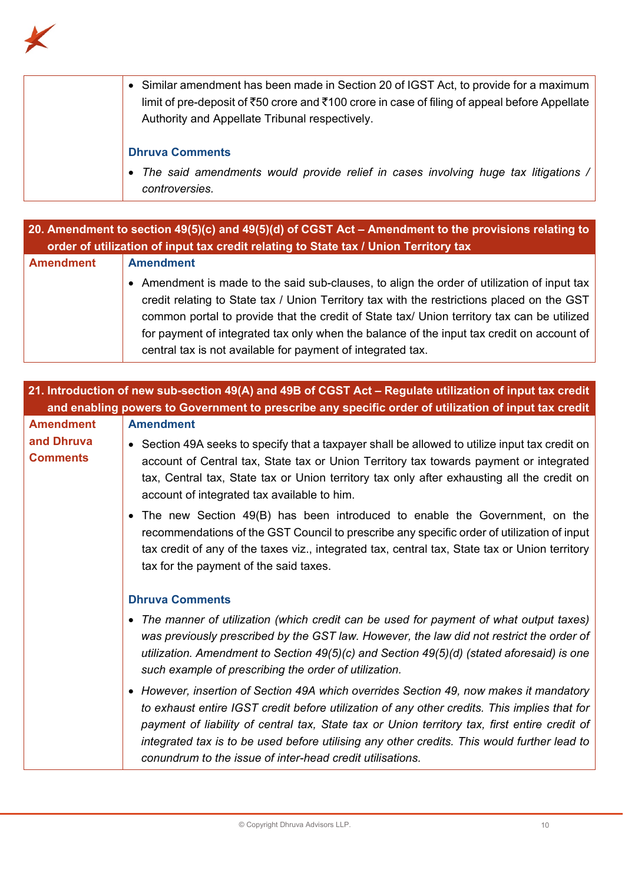| | |
|---|---|
| | • Similar amendment has been made in Section 20 of IGST Act, to provide for a maximum limit of pre-deposit of ₹50 crore and ₹100 crore in case of filing of appeal before Appellate Authority and Appellate Tribunal respectively.<br><br>**Dhruva Comments**<br><br>• *The said amendments would provide relief in cases involving huge tax litigations / controversies.* |

| **20. Amendment to section 49(5)(c) and 49(5)(d) of CGST Act – Amendment to the provisions relating to order of utilization of input tax credit relating to State tax / Union Territory tax** | |
|---|---|
| **Amendment** | **Amendment**<br><br>• Amendment is made to the said sub-clauses, to align the order of utilization of input tax credit relating to State tax / Union Territory tax with the restrictions placed on the GST common portal to provide that the credit of State tax/ Union territory tax can be utilized for payment of integrated tax only when the balance of the input tax credit on account of central tax is not available for payment of integrated tax. |

| **21. Introduction of new sub-section 49(A) and 49B of CGST Act – Regulate utilization of input tax credit and enabling powers to Government to prescribe any specific order of utilization of input tax credit** | |
|---|---|
| **Amendment and Dhruva Comments** | **Amendment**<br><br>• Section 49A seeks to specify that a taxpayer shall be allowed to utilize input tax credit on account of Central tax, State tax or Union Territory tax towards payment or integrated tax, Central tax, State tax or Union territory tax only after exhausting all the credit on account of integrated tax available to him.<br><br>• The new Section 49(B) has been introduced to enable the Government, on the recommendations of the GST Council to prescribe any specific order of utilization of input tax credit of any of the taxes viz., integrated tax, central tax, State tax or Union territory tax for the payment of the said taxes.<br><br>**Dhruva Comments**<br><br>• *The manner of utilization (which credit can be used for payment of what output taxes) was previously prescribed by the GST law. However, the law did not restrict the order of utilization. Amendment to Section 49(5)(c) and Section 49(5)(d) (stated aforesaid) is one such example of prescribing the order of utilization.*<br><br>• *However, insertion of Section 49A which overrides Section 49, now makes it mandatory to exhaust entire IGST credit before utilization of any other credits. This implies that for payment of liability of central tax, State tax or Union territory tax, first entire credit of integrated tax is to be used before utilising any other credits. This would further lead to conundrum to the issue of inter-head credit utilisations.* |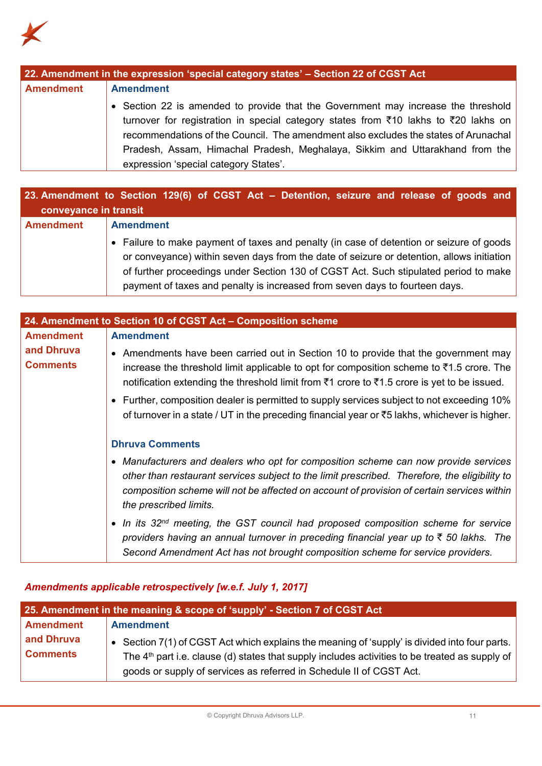| 22. Amendment in the expression 'special category states' – Section 22 of CGST Act | |
|---|---|
| **Amendment** | **Amendment**<br>• Section 22 is amended to provide that the Government may increase the threshold turnover for registration in special category states from ₹10 lakhs to ₹20 lakhs on recommendations of the Council. The amendment also excludes the states of Arunachal Pradesh, Assam, Himachal Pradesh, Meghalaya, Sikkim and Uttarakhand from the expression 'special category States'. |

| 23. Amendment to Section 129(6) of CGST Act – Detention, seizure and release of goods and conveyance in transit | |
|---|---|
| **Amendment** | **Amendment**<br>• Failure to make payment of taxes and penalty (in case of detention or seizure of goods or conveyance) within seven days from the date of seizure or detention, allows initiation of further proceedings under Section 130 of CGST Act. Such stipulated period to make payment of taxes and penalty is increased from seven days to fourteen days. |

| 24. Amendment to Section 10 of CGST Act – Composition scheme | |
|---|---|
| **Amendment and Dhruva Comments** | **Amendment**<br>• Amendments have been carried out in Section 10 to provide that the government may increase the threshold limit applicable to opt for composition scheme to ₹1.5 crore. The notification extending the threshold limit from ₹1 crore to ₹1.5 crore is yet to be issued.<br>• Further, composition dealer is permitted to supply services subject to not exceeding 10% of turnover in a state / UT in the preceding financial year or ₹5 lakhs, whichever is higher.<br><br>**Dhruva Comments**<br>• *Manufacturers and dealers who opt for composition scheme can now provide services other than restaurant services subject to the limit prescribed. Therefore, the eligibility to composition scheme will not be affected on account of provision of certain services within the prescribed limits.*<br>• *In its 32nd meeting, the GST council had proposed composition scheme for service providers having an annual turnover in preceding financial year up to ₹ 50 lakhs. The Second Amendment Act has not brought composition scheme for service providers.* |

***Amendments applicable retrospectively [w.e.f. July 1, 2017]***

| 25. Amendment in the meaning & scope of 'supply' - Section 7 of CGST Act | |
|---|---|
| **Amendment and Dhruva Comments** | **Amendment**<br>• Section 7(1) of CGST Act which explains the meaning of 'supply' is divided into four parts. The 4th part i.e. clause (d) states that supply includes activities to be treated as supply of goods or supply of services as referred in Schedule II of CGST Act. |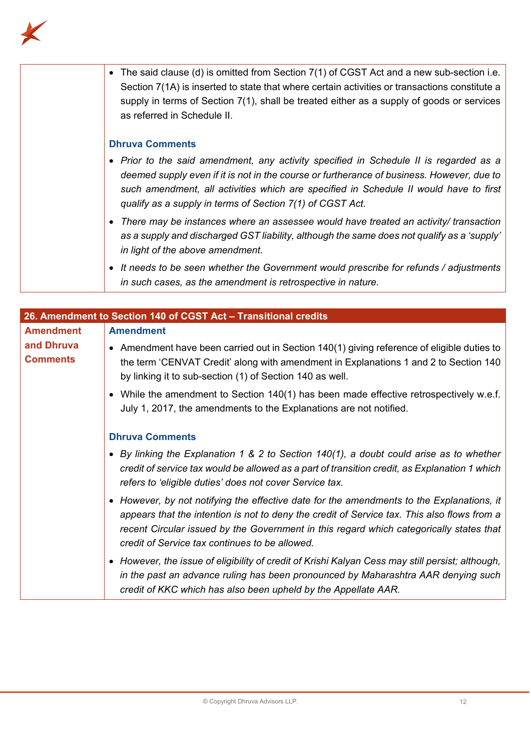| | |
|---|---|
| | • The said clause (d) is omitted from Section 7(1) of CGST Act and a new sub-section i.e. Section 7(1A) is inserted to state that where certain activities or transactions constitute a supply in terms of Section 7(1), shall be treated either as a supply of goods or services as referred in Schedule II.<br><br>**Dhruva Comments**<br>• *Prior to the said amendment, any activity specified in Schedule II is regarded as a deemed supply even if it is not in the course or furtherance of business. However, due to such amendment, all activities which are specified in Schedule II would have to first qualify as a supply in terms of Section 7(1) of CGST Act.*<br>• *There may be instances where an assessee would have treated an activity/ transaction as a supply and discharged GST liability, although the same does not qualify as a 'supply' in light of the above amendment.*<br>• *It needs to be seen whether the Government would prescribe for refunds / adjustments in such cases, as the amendment is retrospective in nature.* |

| 26. Amendment to Section 140 of CGST Act – Transitional credits | |
|---|---|
| **Amendment and Dhruva Comments** | **Amendment**<br>• Amendment have been carried out in Section 140(1) giving reference of eligible duties to the term 'CENVAT Credit' along with amendment in Explanations 1 and 2 to Section 140 by linking it to sub-section (1) of Section 140 as well.<br>• While the amendment to Section 140(1) has been made effective retrospectively w.e.f. July 1, 2017, the amendments to the Explanations are not notified.<br><br>**Dhruva Comments**<br>• *By linking the Explanation 1 & 2 to Section 140(1), a doubt could arise as to whether credit of service tax would be allowed as a part of transition credit, as Explanation 1 which refers to 'eligible duties' does not cover Service tax.*<br>• *However, by not notifying the effective date for the amendments to the Explanations, it appears that the intention is not to deny the credit of Service tax. This also flows from a recent Circular issued by the Government in this regard which categorically states that credit of Service tax continues to be allowed.*<br>• *However, the issue of eligibility of credit of Krishi Kalyan Cess may still persist; although, in the past an advance ruling has been pronounced by Maharashtra AAR denying such credit of KKC which has also been upheld by the Appellate AAR.* |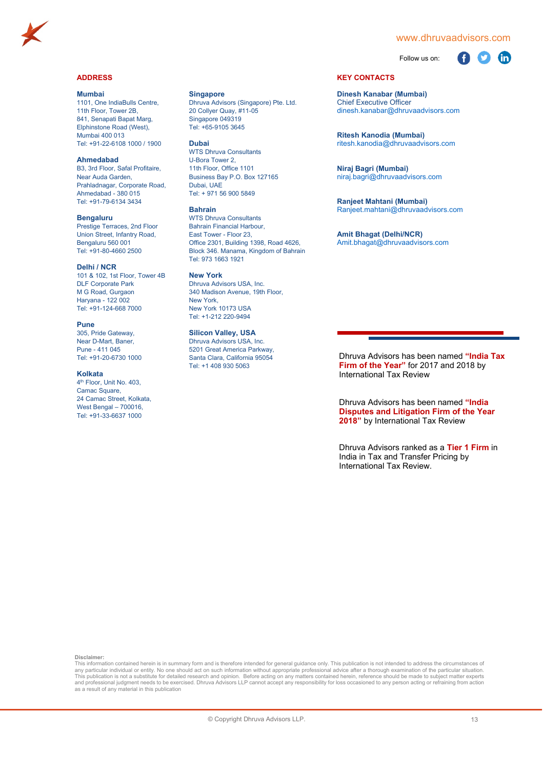www.dhruvaadvisors.com

Follow us on:

## ADDRESS

**Mumbai**
1101, One IndiaBulls Centre,
11th Floor, Tower 2B,
841, Senapati Bapat Marg,
Elphinstone Road (West),
Mumbai 400 013
Tel: +91-22-6108 1000 / 1900

**Ahmedabad**
B3, 3rd Floor, Safal Profitaire,
Near Auda Garden,
Prahladnagar, Corporate Road,
Ahmedabad - 380 015
Tel: +91-79-6134 3434

**Bengaluru**
Prestige Terraces, 2nd Floor
Union Street, Infantry Road,
Bengaluru 560 001
Tel: +91-80-4660 2500

**Delhi / NCR**
101 & 102, 1st Floor, Tower 4B
DLF Corporate Park
M G Road, Gurgaon
Haryana - 122 002
Tel: +91-124-668 7000

**Pune**
305, Pride Gateway,
Near D-Mart, Baner,
Pune - 411 045
Tel: +91-20-6730 1000

**Kolkata**
4th Floor, Unit No. 403,
Camac Square,
24 Camac Street, Kolkata,
West Bengal – 700016,
Tel: +91-33-6637 1000

**Singapore**
Dhruva Advisors (Singapore) Pte. Ltd.
20 Collyer Quay, #11-05
Singapore 049319
Tel: +65-9105 3645

**Dubai**
WTS Dhruva Consultants
U-Bora Tower 2,
11th Floor, Office 1101
Business Bay P.O. Box 127165
Dubai, UAE
Tel: + 971 56 900 5849

**Bahrain**
WTS Dhruva Consultants
Bahrain Financial Harbour,
East Tower - Floor 23,
Office 2301, Building 1398, Road 4626,
Block 346. Manama, Kingdom of Bahrain
Tel: 973 1663 1921

**New York**
Dhruva Advisors USA, Inc.
340 Madison Avenue, 19th Floor,
New York,
New York 10173 USA
Tel: +1-212 220-9494

**Silicon Valley, USA**
Dhruva Advisors USA, Inc.
5201 Great America Parkway,
Santa Clara, California 95054
Tel: +1 408 930 5063

## KEY CONTACTS

**Dinesh Kanabar (Mumbai)**
Chief Executive Officer
dinesh.kanabar@dhruvaadvisors.com

**Ritesh Kanodia (Mumbai)**
ritesh.kanodia@dhruvaadvisors.com

**Niraj Bagri (Mumbai)**
niraj.bagri@dhruvaadvisors.com

**Ranjeet Mahtani (Mumbai)**
Ranjeet.mahtani@dhruvaadvisors.com

**Amit Bhagat (Delhi/NCR)**
Amit.bhagat@dhruvaadvisors.com

Dhruva Advisors has been named **"India Tax Firm of the Year"** for 2017 and 2018 by International Tax Review

Dhruva Advisors has been named **"India Disputes and Litigation Firm of the Year 2018"** by International Tax Review

Dhruva Advisors ranked as a **Tier 1 Firm** in India in Tax and Transfer Pricing by International Tax Review.

**Disclaimer:**
This information contained herein is in summary form and is therefore intended for general guidance only. This publication is not intended to address the circumstances of any particular individual or entity. No one should act on such information without appropriate professional advice after a thorough examination of the particular situation. This publication is not a substitute for detailed research and opinion. Before acting on any matters contained herein, reference should be made to subject matter experts and professional judgment needs to be exercised. Dhruva Advisors LLP cannot accept any responsibility for loss occasioned to any person acting or refraining from action as a result of any material in this publication

© Copyright Dhruva Advisors LLP.